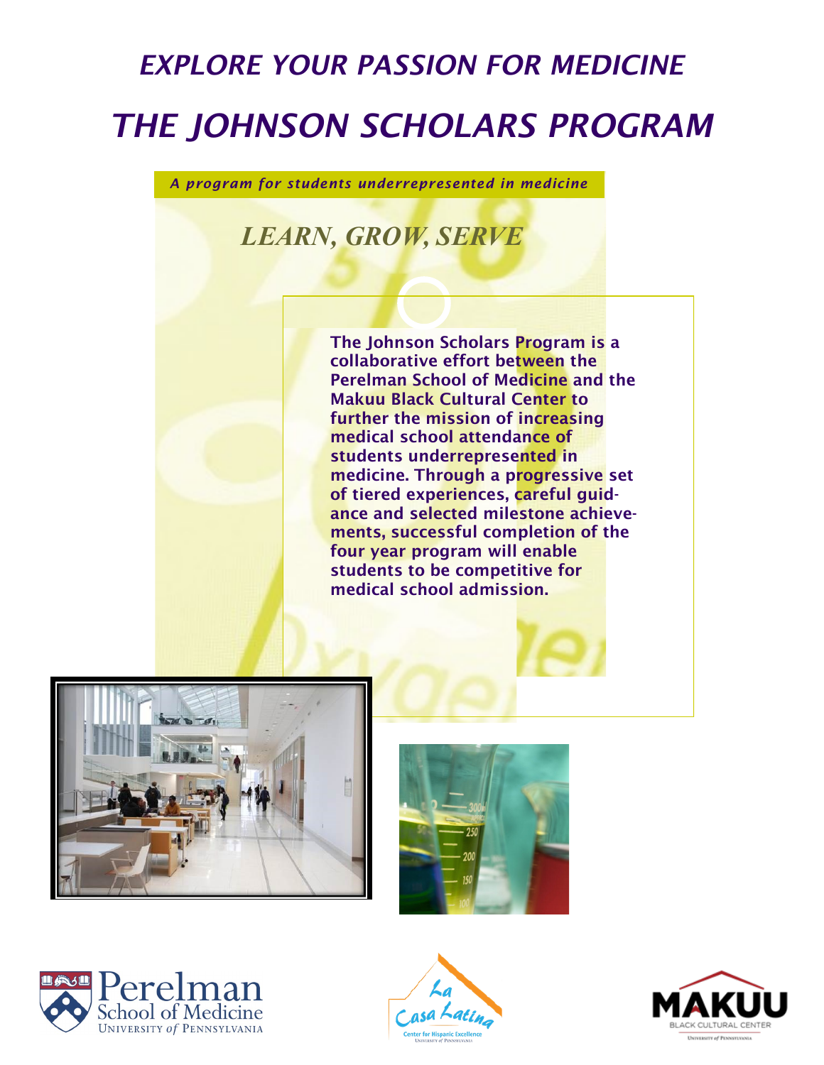*EXPLORE YOUR PASSION FOR MEDICINE*

# *THE JOHNSON SCHOLARS PROGRAM*

***A program for students underrepresented in medicine***

## *LEARN, GROW, SERVE*

**The Johnson Scholars Program is a collaborative effort between the Perelman School of Medicine and the Makuu Black Cultural Center to further the mission of increasing medical school attendance of students underrepresented in medicine. Through a progressive set of tiered experiences, careful guidance and selected milestone achievements, successful completion of the four year program will enable students to be competitive for medical school admission.**

Perelman School of Medicine, University of Pennsylvania

La Casa Latina, Center for Hispanic Excellence, University of Pennsylvania

MAKUU Black Cultural Center, University of Pennsylvania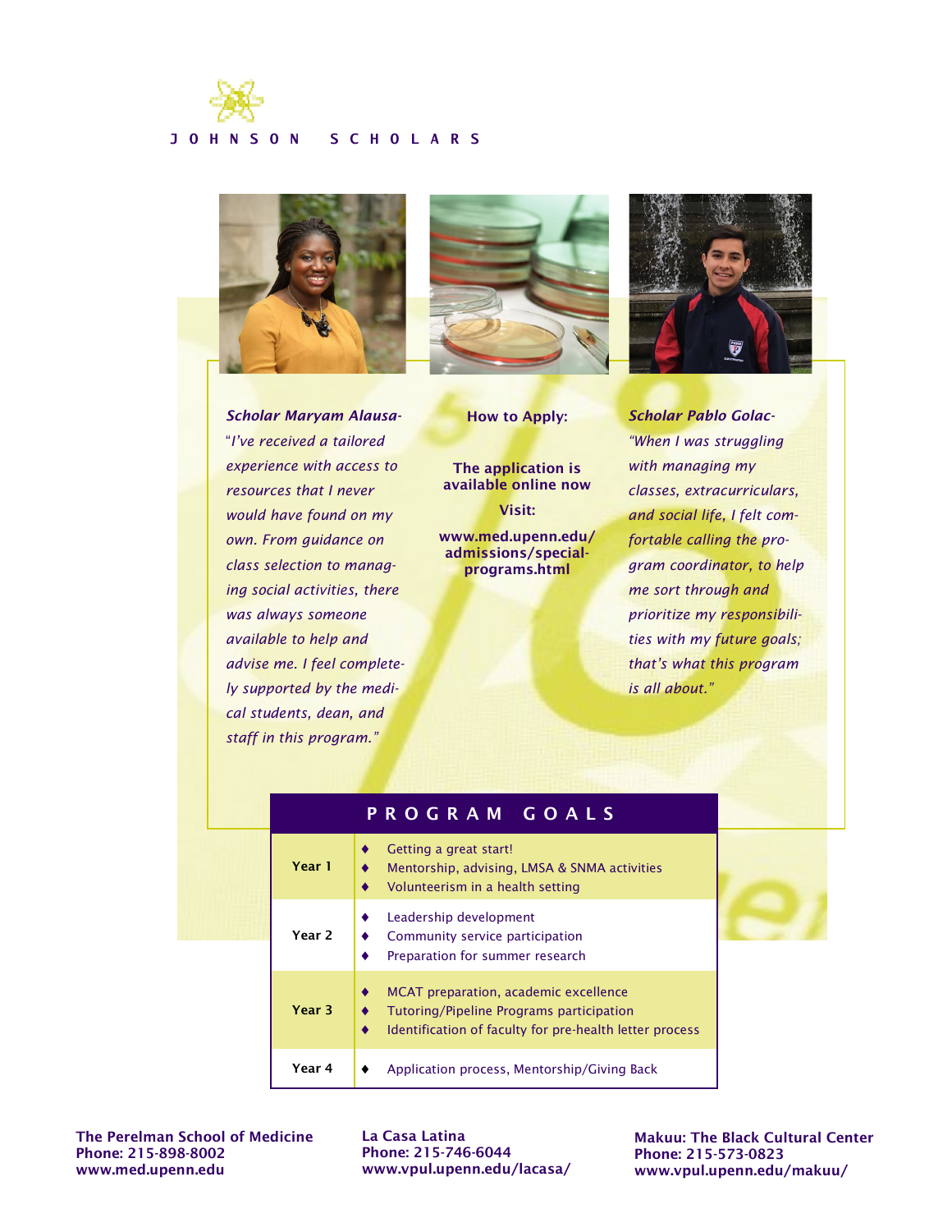# JOHNSON SCHOLARS

***Scholar Maryam Alausa-***

*"I've received a tailored experience with access to resources that I never would have found on my own. From guidance on class selection to managing social activities, there was always someone available to help and advise me. I feel completely supported by the medical students, dean, and staff in this program."*

**How to Apply:**

**The application is available online now**

**Visit:**

**www.med.upenn.edu/admissions/special-programs.html**

***Scholar Pablo Golac-***

*"When I was struggling with managing my classes, extracurriculars, and social life, I felt comfortable calling the program coordinator, to help me sort through and prioritize my responsibilities with my future goals; that's what this program is all about."*

## PROGRAM GOALS

| | |
|---|---|
| **Year 1** | ♦ Getting a great start!<br>♦ Mentorship, advising, LMSA & SNMA activities<br>♦ Volunteerism in a health setting |
| **Year 2** | ♦ Leadership development<br>♦ Community service participation<br>♦ Preparation for summer research |
| **Year 3** | ♦ MCAT preparation, academic excellence<br>♦ Tutoring/Pipeline Programs participation<br>♦ Identification of faculty for pre-health letter process |
| **Year 4** | ♦ Application process, Mentorship/Giving Back |

**The Perelman School of Medicine**
**Phone: 215-898-8002**
**www.med.upenn.edu**

**La Casa Latina**
**Phone: 215-746-6044**
**www.vpul.upenn.edu/lacasa/**

**Makuu: The Black Cultural Center**
**Phone: 215-573-0823**
**www.vpul.upenn.edu/makuu/**